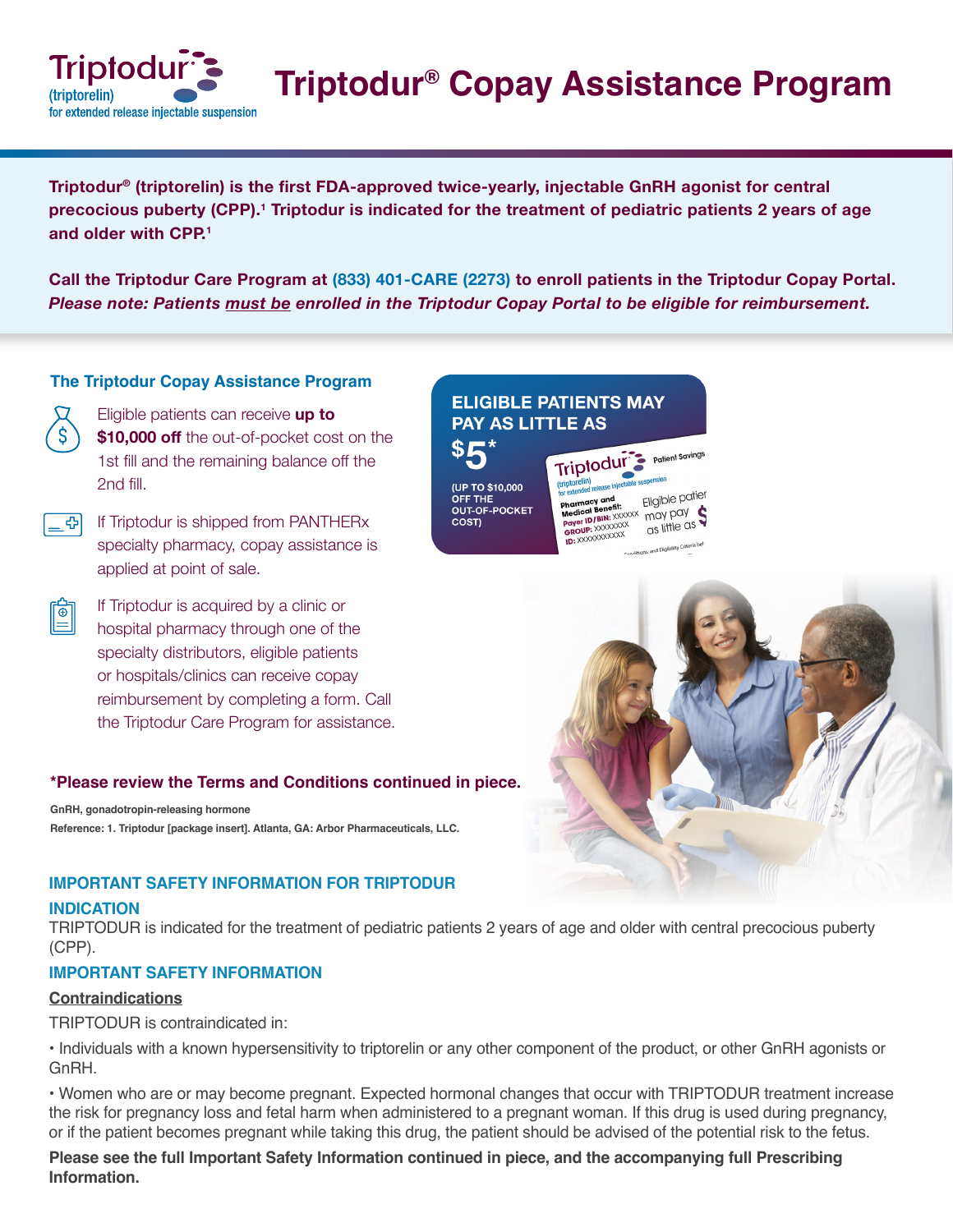# Triptodur® Copay Assistance Program

**Triptodur® (triptorelin) is the first FDA-approved twice-yearly, injectable GnRH agonist for central precocious puberty (CPP).[1] Triptodur is indicated for the treatment of pediatric patients 2 years of age and older with CPP.[1]**

**Call the Triptodur Care Program at (833) 401-CARE (2273) to enroll patients in the Triptodur Copay Portal.**
***Please note: Patients must be enrolled in the Triptodur Copay Portal to be eligible for reimbursement.***

## The Triptodur Copay Assistance Program

- Eligible patients can receive **up to $10,000 off** the out-of-pocket cost on the 1st fill and the remaining balance off the 2nd fill.
- If Triptodur is shipped from PANTHERx specialty pharmacy, copay assistance is applied at point of sale.
- If Triptodur is acquired by a clinic or hospital pharmacy through one of the specialty distributors, eligible patients or hospitals/clinics can receive copay reimbursement by completing a form. Call the Triptodur Care Program for assistance.

**ELIGIBLE PATIENTS MAY PAY AS LITTLE AS $5***

**(UP TO $10,000 OFF THE OUT-OF-POCKET COST)**

**\*Please review the Terms and Conditions continued in piece.**

GnRH, gonadotropin-releasing hormone

Reference: 1. Triptodur [package insert]. Atlanta, GA: Arbor Pharmaceuticals, LLC.

## IMPORTANT SAFETY INFORMATION FOR TRIPTODUR

### INDICATION

TRIPTODUR is indicated for the treatment of pediatric patients 2 years of age and older with central precocious puberty (CPP).

### IMPORTANT SAFETY INFORMATION

**Contraindications**

TRIPTODUR is contraindicated in:

- Individuals with a known hypersensitivity to triptorelin or any other component of the product, or other GnRH agonists or GnRH.
- Women who are or may become pregnant. Expected hormonal changes that occur with TRIPTODUR treatment increase the risk for pregnancy loss and fetal harm when administered to a pregnant woman. If this drug is used during pregnancy, or if the patient becomes pregnant while taking this drug, the patient should be advised of the potential risk to the fetus.

**Please see the full Important Safety Information continued in piece, and the accompanying full Prescribing Information.**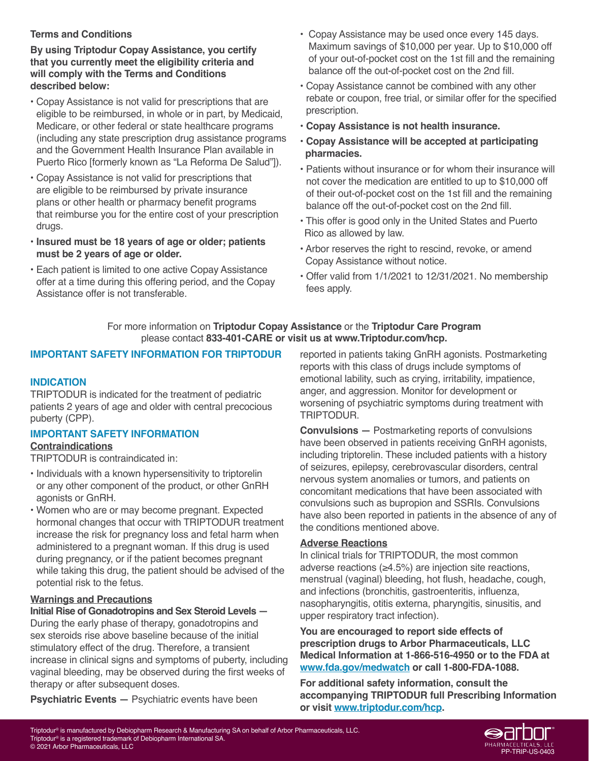**Terms and Conditions**

**By using Triptodur Copay Assistance, you certify that you currently meet the eligibility criteria and will comply with the Terms and Conditions described below:**

- Copay Assistance is not valid for prescriptions that are eligible to be reimbursed, in whole or in part, by Medicaid, Medicare, or other federal or state healthcare programs (including any state prescription drug assistance programs and the Government Health Insurance Plan available in Puerto Rico [formerly known as "La Reforma De Salud"]).
- Copay Assistance is not valid for prescriptions that are eligible to be reimbursed by private insurance plans or other health or pharmacy benefit programs that reimburse you for the entire cost of your prescription drugs.
- **Insured must be 18 years of age or older; patients must be 2 years of age or older.**
- Each patient is limited to one active Copay Assistance offer at a time during this offering period, and the Copay Assistance offer is not transferable.
- Copay Assistance may be used once every 145 days. Maximum savings of $10,000 per year. Up to $10,000 off of your out-of-pocket cost on the 1st fill and the remaining balance off the out-of-pocket cost on the 2nd fill.
- Copay Assistance cannot be combined with any other rebate or coupon, free trial, or similar offer for the specified prescription.
- **Copay Assistance is not health insurance.**
- **Copay Assistance will be accepted at participating pharmacies.**
- Patients without insurance or for whom their insurance will not cover the medication are entitled to up to $10,000 off of their out-of-pocket cost on the 1st fill and the remaining balance off the out-of-pocket cost on the 2nd fill.
- This offer is good only in the United States and Puerto Rico as allowed by law.
- Arbor reserves the right to rescind, revoke, or amend Copay Assistance without notice.
- Offer valid from 1/1/2021 to 12/31/2021. No membership fees apply.

For more information on **Triptodur Copay Assistance** or the **Triptodur Care Program** please contact **833-401-CARE or visit us at www.Triptodur.com/hcp.**

## IMPORTANT SAFETY INFORMATION FOR TRIPTODUR

### INDICATION

TRIPTODUR is indicated for the treatment of pediatric patients 2 years of age and older with central precocious puberty (CPP).

### IMPORTANT SAFETY INFORMATION

**Contraindications**

TRIPTODUR is contraindicated in:

- Individuals with a known hypersensitivity to triptorelin or any other component of the product, or other GnRH agonists or GnRH.
- Women who are or may become pregnant. Expected hormonal changes that occur with TRIPTODUR treatment increase the risk for pregnancy loss and fetal harm when administered to a pregnant woman. If this drug is used during pregnancy, or if the patient becomes pregnant while taking this drug, the patient should be advised of the potential risk to the fetus.

**Warnings and Precautions**

**Initial Rise of Gonadotropins and Sex Steroid Levels —** During the early phase of therapy, gonadotropins and sex steroids rise above baseline because of the initial stimulatory effect of the drug. Therefore, a transient increase in clinical signs and symptoms of puberty, including vaginal bleeding, may be observed during the first weeks of therapy or after subsequent doses.

**Psychiatric Events —** Psychiatric events have been reported in patients taking GnRH agonists. Postmarketing reports with this class of drugs include symptoms of emotional lability, such as crying, irritability, impatience, anger, and aggression. Monitor for development or worsening of psychiatric symptoms during treatment with TRIPTODUR.

**Convulsions —** Postmarketing reports of convulsions have been observed in patients receiving GnRH agonists, including triptorelin. These included patients with a history of seizures, epilepsy, cerebrovascular disorders, central nervous system anomalies or tumors, and patients on concomitant medications that have been associated with convulsions such as bupropion and SSRIs. Convulsions have also been reported in patients in the absence of any of the conditions mentioned above.

**Adverse Reactions**

In clinical trials for TRIPTODUR, the most common adverse reactions (≥4.5%) are injection site reactions, menstrual (vaginal) bleeding, hot flush, headache, cough, and infections (bronchitis, gastroenteritis, influenza, nasopharyngitis, otitis externa, pharyngitis, sinusitis, and upper respiratory tract infection).

**You are encouraged to report side effects of prescription drugs to Arbor Pharmaceuticals, LLC Medical Information at 1-866-516-4950 or to the FDA at www.fda.gov/medwatch or call 1-800-FDA-1088.**

**For additional safety information, consult the accompanying TRIPTODUR full Prescribing Information or visit www.triptodur.com/hcp.**

Triptodur® is manufactured by Debiopharm Research & Manufacturing SA on behalf of Arbor Pharmaceuticals, LLC.
Triptodur® is a registered trademark of Debiopharm International SA.
© 2021 Arbor Pharmaceuticals, LLC

arbor PHARMACEUTICALS, LLC

PP-TRIP-US-0403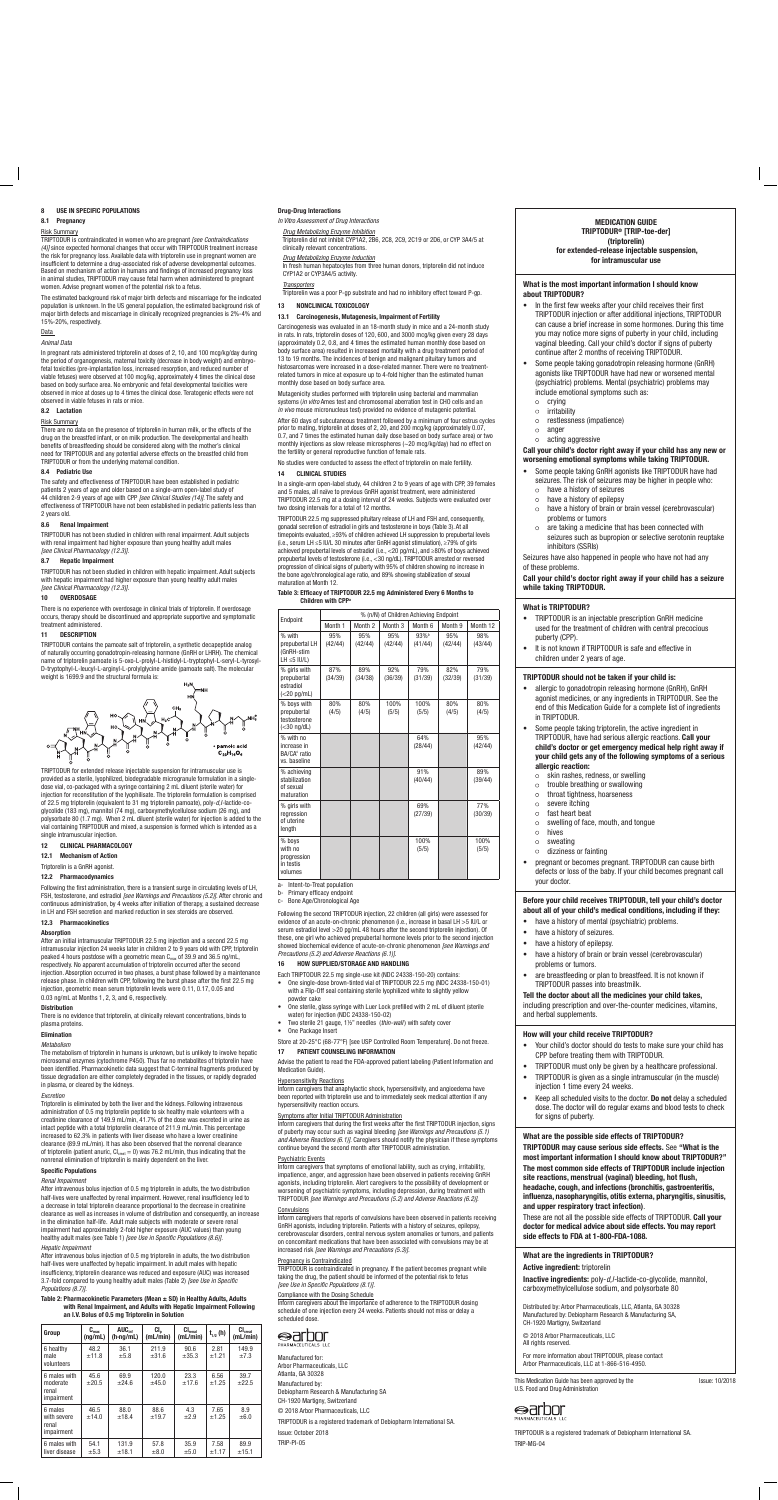## 8 USE IN SPECIFIC POPULATIONS

### 8.1 Pregnancy

Risk Summary

TRIPTODUR is contraindicated in women who are pregnant *[see Contraindications (4)]* since expected hormonal changes that occur with TRIPTODUR treatment increase the risk for pregnancy loss. Available data with triptorelin use in pregnant women are insufficient to determine a drug-associated risk of adverse developmental outcomes. Based on mechanism of action in humans and findings of increased pregnancy loss in animal studies, TRIPTODUR may cause fetal harm when administered to pregnant women. Advise pregnant women of the potential risk to a fetus.

The estimated background risk of major birth defects and miscarriage for the indicated population is unknown. In the US general population, the estimated background risk of major birth defects and miscarriage in clinically recognized pregnancies is 2%-4% and 15%-20%, respectively.

Data

*Animal Data*

In pregnant rats administered triptorelin at doses of 2, 10, and 100 mcg/kg/day during the period of organogenesis, maternal toxicity (decrease in body weight) and embryo-fetal toxicities (pre-implantation loss, increased resorption, and reduced number of viable fetuses) were observed at 100 mcg/kg, approximately 4 times the clinical dose based on body surface area. No embryonic and fetal developmental toxicities were observed in mice at doses up to 4 times the clinical dose. Teratogenic effects were not observed in viable fetuses in rats or mice.

### 8.2 Lactation

Risk Summary

There are no data on the presence of triptorelin in human milk, or the effects of the drug on the breastfed infant, or on milk production. The developmental and health benefits of breastfeeding should be considered along with the mother's clinical need for TRIPTODUR and any potential adverse effects on the breastfed child from TRIPTODUR or from the underlying maternal condition.

### 8.4 Pediatric Use

The safety and effectiveness of TRIPTODUR have been established in pediatric patients 2 years of age and older based on a single-arm open-label study of 44 children 2-9 years of age with CPP *[see Clinical Studies (14)]*. The safety and effectiveness of TRIPTODUR have not been established in pediatric patients less than 2 years old.

### 8.6 Renal Impairment

TRIPTODUR has not been studied in children with renal impairment. Adult subjects with renal impairment had higher exposure than young healthy adult males *[see Clinical Pharmacology (12.3)]*.

### 8.7 Hepatic Impairment

TRIPTODUR has not been studied in children with hepatic impairment. Adult subjects with hepatic impairment had higher exposure than young healthy adult males *[see Clinical Pharmacology (12.3)]*.

## 10 OVERDOSAGE

There is no experience with overdosage in clinical trials of triptorelin. If overdosage occurs, therapy should be discontinued and appropriate supportive and symptomatic treatment administered.

## 11 DESCRIPTION

TRIPTODUR contains the pamoate salt of triptorelin, a synthetic decapeptide analog of naturally occurring gonadotropin-releasing hormone (GnRH or LHRH). The chemical name of triptorelin pamoate is 5-oxo-L-prolyl-L-histidyl-L-tryptophyl-L-seryl-L-tyrosyl-D-tryptophyl-L-leucyl-L-arginyl-L-prolylglycine amide (pamoate salt). The molecular weight is 1699.9 and the structural formula is:

• pamoic acid $C_{23}H_{16}O_6$

TRIPTODUR for extended release injectable suspension for intramuscular use is provided as a sterile, lyophilized, biodegradable microgranule formulation in a single-dose vial, co-packaged with a syringe containing 2 mL diluent (sterile water) for injection for reconstitution of the lyophilisate. The triptorelin formulation is comprised of 22.5 mg triptorelin (equivalent to 31 mg triptorelin pamoate), poly-*d,l*-lactide-co-glycolide (183 mg), mannitol (74 mg), carboxymethylcellulose sodium (26 mg), and polysorbate 80 (1.7 mg). When 2 mL diluent (sterile water) for injection is added to the vial containing TRIPTODUR and mixed, a suspension is formed which is intended as a single intramuscular injection.

## 12 CLINICAL PHARMACOLOGY

### 12.1 Mechanism of Action

Triptorelin is a GnRH agonist.

### 12.2 Pharmacodynamics

Following the first administration, there is a transient surge in circulating levels of LH, FSH, testosterone, and estradiol *[see Warnings and Precautions (5.2)]*. After chronic and continuous administration, by 4 weeks after initiation of therapy, a sustained decrease in LH and FSH secretion and marked reduction in sex steroids are observed.

### 12.3 Pharmacokinetics

**Absorption**

After an initial intramuscular TRIPTODUR 22.5 mg injection and a second 22.5 mg intramuscular injection 24 weeks later in children 2 to 9 years old with CPP, triptorelin peaked 4 hours postdose with a geometric mean $C_{max}$ of 39.9 and 38.5 ng/mL, respectively. No apparent accumulation of triptorelin occurred after the second injection. Absorption occurred in two phases, a burst phase followed by a maintenance release phase. In children with CPP, following the burst phase after the first 22.5 mg injection, geometric mean serum triptorelin levels were 0.11, 0.17, 0.05 and 0.03 ng/mL at Months 1, 2, 3, and 6, respectively.

**Distribution**

There is no evidence that triptorelin, at clinically relevant concentrations, binds to plasma proteins.

**Elimination**

*Metabolism*

The metabolism of triptorelin in humans is unknown, but is unlikely to involve hepatic microsomal enzymes (cytochrome P450). Thus far no metabolites of triptorelin have been identified. Pharmacokinetic data suggest that C-terminal fragments produced by tissue degradation are either completely degraded in the tissues, or rapidly degraded in plasma, or cleared by the kidneys.

*Excretion*

Triptorelin is eliminated by both the liver and the kidneys. Following intravenous administration of 0.5 mg triptorelin peptide to six healthy male volunteers with a creatinine clearance of 149.9 mL/min, 41.7% of the dose was excreted in urine as intact peptide with a total triptorelin clearance of 211.9 mL/min. This percentage increased to 62.3% in patients with liver disease who have a lower creatinine clearance (89.9 mL/min). It has also been observed that the nonrenal clearance of triptorelin (patient anuric, $Cl_{creat}$ = 0) was 76.2 mL/min, thus indicating that the nonrenal elimination of triptorelin is mainly dependent on the liver.

**Specific Populations**

*Renal Impairment*

After intravenous bolus injection of 0.5 mg triptorelin in adults, the two distribution half-lives were unaffected by renal impairment. However, renal insufficiency led to a decrease in total triptorelin clearance proportional to the decrease in creatinine clearance as well as increases in volume of distribution and consequently, an increase in the elimination half-life. Adult male subjects with moderate or severe renal impairment had approximately 2 fold higher exposure (AUC values) than young healthy adult males (see Table 1) *[see Use in Specific Populations (8.6)]*.

*Hepatic Impairment*

After intravenous bolus injection of 0.5 mg triptorelin in adults, the two distribution half-lives were unaffected by hepatic impairment. In adult males with hepatic insufficiency, triptorelin clearance was reduced and exposure (AUC) was increased 3.7-fold compared to young healthy adult males (Table 2) *[see Use in Specific Populations (8.7)]*.

**Table 2: Pharmacokinetic Parameters (Mean ± SD) in Healthy Adults, Adults with Renal Impairment, and Adults with Hepatic Impairment Following an I.V. Bolus of 0.5 mg Triptorelin in Solution**

| Group | $C_{max}$ (ng/mL) | $AUC_{inf}$ (h·ng/mL) | $Cl_p$ (mL/min) | $Cl_{renal}$ (mL/min) | $t_{1/2}$ (h) | $Cl_{creat}$ (mL/min) |
|---|---|---|---|---|---|---|
| 6 healthy male volunteers | 48.2 ±11.8 | 36.1 ±5.8 | 211.9 ±31.6 | 90.6 ±35.3 | 2.81 ±1.21 | 149.9 ±7.3 |
| 6 males with moderate renal impairment | 45.6 ±20.5 | 69.9 ±24.6 | 120.0 ±45.0 | 23.3 ±17.6 | 6.56 ±1.25 | 39.7 ±22.5 |
| 6 males with severe renal impairment | 46.5 ±14.0 | 88.0 ±18.4 | 88.6 ±19.7 | 4.3 ±2.9 | 7.65 ±1.25 | 8.9 ±6.0 |
| 6 males with liver disease | 54.1 ±5.3 | 131.9 ±18.1 | 57.8 ±8.0 | 35.9 ±5.0 | 7.58 ±1.17 | 89.9 ±15.1 |

**Drug-Drug Interactions**

*In Vitro Assessment of Drug Interactions*

*Drug Metabolizing Enzyme Inhibition*

Triptorelin did not inhibit CYP1A2, 2B6, 2C8, 2C9, 2C19 or 2D6, or CYP 3A4/5 at clinically relevant concentrations.

*Drug Metabolizing Enzyme Induction*

In fresh human hepatocytes from three human donors, triptorelin did not induce CYP1A2 or CYP3A4/5 activity.

*Transporters*

Triptorelin was a poor P-gp substrate and had no inhibitory effect toward P-gp.

## 13 NONCLINICAL TOXICOLOGY

### 13.1 Carcinogenesis, Mutagenesis, Impairment of Fertility

Carcinogenesis was evaluated in an 18-month study in mice and a 24-month study in rats. In rats, triptorelin doses of 120, 600, and 3000 mcg/kg given every 28 days (approximately 0.2, 0.8, and 4 times the estimated human monthly dose based on body surface area) resulted in increased mortality with a drug treatment period of 13 to 19 months. The incidences of benign and malignant pituitary tumors and histosarcomas were increased in a dose-related manner. There were no treatment-related tumors in mice at exposure up to 4-fold higher than the estimated human monthly dose based on body surface area.

Mutagenicity studies performed with triptorelin using bacterial and mammalian systems (*in vitro* Ames test and chromosomal aberration test in CHO cells and an *in vivo* mouse micronucleus test) provided no evidence of mutagenic potential.

After 60 days of subcutaneous treatment followed by a minimum of four estrus cycles prior to mating, triptorelin at doses of 2, 20, and 200 mcg/kg (approximately 0.07, 0.7, and 7 times the estimated human daily dose based on body surface area) or two monthly injections as slow release microspheres (~20 mcg/kg/day) had no effect on the fertility or general reproductive function of female rats.

No studies were conducted to assess the effect of triptorelin on male fertility.

## 14 CLINICAL STUDIES

In a single-arm open-label study, 44 children 2 to 9 years of age with CPP, 39 females and 5 males, all naïve to previous GnRH agonist treatment, were administered TRIPTODUR 22.5 mg at a dosing interval of 24 weeks. Subjects were evaluated over two dosing intervals for a total of 12 months.

TRIPTODUR 22.5 mg suppressed pituitary release of LH and FSH and, consequently, gonadal secretion of estradiol in girls and testosterone in boys (Table 3). At all timepoints evaluated, ≥93% of children achieved LH suppression to prepubertal levels (i.e., serum LH ≤5 IU/L 30 minutes after GnRH agonist stimulation), ≥79% of girls achieved prepubertal levels of estradiol (i.e., <20 pg/mL), and ≥80% of boys achieved prepubertal levels of testosterone (i.e., <30 ng/dL). TRIPTODUR arrested or reversed progression of clinical signs of puberty with 95% of children showing no increase in the bone age/chronological age ratio, and 89% showing stabilization of sexual maturation at Month 12.

**Table 3: Efficacy of TRIPTODUR 22.5 mg Administered Every 6 Months to Children with CPP[a]**

| Endpoint | % (n/N) of Children Achieving Endpoint | | | | | |
|---|---|---|---|---|---|---|
| | Month 1 | Month 2 | Month 3 | Month 6 | Month 9 | Month 12 |
| % with prepubertal LH (GnRH-stim LH ≤5 IU/L) | 95% (42/44) | 95% (42/44) | 95% (42/44) | 93%[b] (41/44) | 95% (42/44) | 98% (43/44) |
| % girls with prepubertal estradiol (<20 pg/mL) | 87% (34/39) | 89% (34/38) | 92% (36/39) | 79% (31/39) | 82% (32/39) | 79% (31/39) |
| % boys with prepubertal testosterone (<30 ng/dL) | 80% (4/5) | 80% (4/5) | 100% (5/5) | 100% (5/5) | 80% (4/5) | 80% (4/5) |
| % with no increase in BA/CA[c] ratio vs. baseline | | | | 64% (28/44) | | 95% (42/44) |
| % achieving stabilization of sexual maturation | | | | 91% (40/44) | | 89% (39/44) |
| % girls with regression of uterine length | | | | 69% (27/39) | | 77% (30/39) |
| % boys with no progression in testis volumes | | | | 100% (5/5) | | 100% (5/5) |

a- Intent-to-Treat population
b- Primary efficacy endpoint
c- Bone Age/Chronological Age

Following the second TRIPTODUR injection, 22 children (all girls) were assessed for evidence of an acute-on-chronic phenomenon (i.e., increase in basal LH >5 IU/L or serum estradiol level >20 pg/mL 48 hours after the second triptorelin injection). Of these, one girl who achieved prepubertal hormone levels prior to the second injection showed biochemical evidence of acute-on-chronic phenomenon *[see Warnings and Precautions (5.2) and Adverse Reactions (6.1)]*.

## 16 HOW SUPPLIED/STORAGE AND HANDLING

Each TRIPTODUR 22.5 mg single-use kit (NDC 24338-150-20) contains:

- One single-dose brown-tinted vial of TRIPTODUR 22.5 mg (NDC 24338-150-01) with a Flip-Off seal containing sterile lyophilized white to slightly yellow powder cake
- One sterile, glass syringe with Luer Lock prefilled with 2 mL of diluent (sterile water) for injection (NDC 24338-150-02)
- Two sterile 21 gauge, 1½" needles (*thin-wall*) with safety cover
- One Package Insert

Store at 20-25°C (68-77°F) [see USP Controlled Room Temperature]. Do not freeze.

## 17 PATIENT COUNSELING INFORMATION

Advise the patient to read the FDA-approved patient labeling (Patient Information and Medication Guide).

Hypersensitivity Reactions

Inform caregivers that anaphylactic shock, hypersensitivity, and angioedema have been reported with triptorelin use and to immediately seek medical attention if any hypersensitivity reaction occurs.

Symptoms after Initial TRIPTODUR Administration

Inform caregivers that during the first weeks after the first TRIPTODUR injection, signs of puberty may occur such as vaginal bleeding *[see Warnings and Precautions (5.1) and Adverse Reactions (6.1)]*. Caregivers should notify the physician if these symptoms continue beyond the second month after TRIPTODUR administration.

Psychiatric Events

Inform caregivers that symptoms of emotional lability, such as crying, irritability, impatience, anger, and aggression have been observed in patients receiving GnRH agonists, including triptorelin. Alert caregivers to the possibility of development or worsening of psychiatric symptoms, including depression, during treatment with TRIPTODUR *[see Warnings and Precautions (5.2) and Adverse Reactions (6.2)]*.

Convulsions

Inform caregivers that reports of convulsions have been observed in patients receiving GnRH agonists, including triptorelin. Patients with a history of seizures, epilepsy, cerebrovascular disorders, central nervous system anomalies or tumors, and patients on concomitant medications that have been associated with convulsions may be at increased risk *[see Warnings and Precautions (5.3)]*.

Pregnancy is Contraindicated

TRIPTODUR is contraindicated in pregnancy. If the patient becomes pregnant while taking the drug, the patient should be informed of the potential risk to fetus *[see Use in Specific Populations (8.1)]*.

Compliance with the Dosing Schedule

Inform caregivers about the importance of adherence to the TRIPTODUR dosing schedule of one injection every 24 weeks. Patients should not miss or delay a scheduled dose.

arbor PHARMACEUTICALS, LLC

Manufactured for:
Arbor Pharmaceuticals, LLC
Atlanta, GA 30328
Manufactured by:
Debiopharm Research & Manufacturing SA
CH-1920 Martigny, Switzerland

© 2018 Arbor Pharmaceuticals, LLC

TRIPTODUR is a registered trademark of Debiopharm International SA.

Issue: October 2018
TRIP-PI-05

# MEDICATION GUIDE
# TRIPTODUR® [TRIP-toe-der] (triptorelin) for extended-release injectable suspension, for intramuscular use

**What is the most important information I should know about TRIPTODUR?**

- In the first few weeks after your child receives their first TRIPTODUR injection or after additional injections, TRIPTODUR can cause a brief increase in some hormones. During this time you may notice more signs of puberty in your child, including vaginal bleeding. Call your child's doctor if signs of puberty continue after 2 months of receiving TRIPTODUR.
- Some people taking gonadotropin releasing hormone (GnRH) agonists like TRIPTODUR have had new or worsened mental (psychiatric) problems. Mental (psychiatric) problems may include emotional symptoms such as:
  - crying
  - irritability
  - restlessness (impatience)
  - anger
  - acting aggressive

**Call your child's doctor right away if your child has any new or worsening emotional symptoms while taking TRIPTODUR.**

- Some people taking GnRH agonists like TRIPTODUR have had seizures. The risk of seizures may be higher in people who:
  - have a history of seizures
  - have a history of epilepsy
  - have a history of brain or brain vessel (cerebrovascular) problems or tumors
  - are taking a medicine that has been connected with seizures such as bupropion or selective serotonin reuptake inhibitors (SSRIs)

Seizures have also happened in people who have not had any of these problems.

**Call your child's doctor right away if your child has a seizure while taking TRIPTODUR.**

**What is TRIPTODUR?**

- TRIPTODUR is an injectable prescription GnRH medicine used for the treatment of children with central precocious puberty (CPP).
- It is not known if TRIPTODUR is safe and effective in children under 2 years of age.

**TRIPTODUR should not be taken if your child is:**

- allergic to gonadotropin releasing hormone (GnRH), GnRH agonist medicines, or any ingredients in TRIPTODUR. See the end of this Medication Guide for a complete list of ingredients in TRIPTODUR.
- Some people taking triptorelin, the active ingredient in TRIPTODUR, have had serious allergic reactions. **Call your child's doctor or get emergency medical help right away if your child gets any of the following symptoms of a serious allergic reaction:**
  - skin rashes, redness, or swelling
  - trouble breathing or swallowing
  - throat tightness, hoarseness
  - severe itching
  - fast heart beat
  - swelling of face, mouth, and tongue
  - hives
  - sweating
  - dizziness or fainting
- pregnant or becomes pregnant. TRIPTODUR can cause birth defects or loss of the baby. If your child becomes pregnant call your doctor.

**Before your child receives TRIPTODUR, tell your child's doctor about all of your child's medical conditions, including if they:**

- have a history of mental (psychiatric) problems.
- have a history of seizures.
- have a history of epilepsy.
- have a history of brain or brain vessel (cerebrovascular) problems or tumors.
- are breastfeeding or plan to breastfeed. It is not known if TRIPTODUR passes into breastmilk.

**Tell the doctor about all the medicines your child takes,** including prescription and over-the-counter medicines, vitamins, and herbal supplements.

**How will your child receive TRIPTODUR?**

- Your child's doctor should do tests to make sure your child has CPP before treating them with TRIPTODUR.
- TRIPTODUR must only be given by a healthcare professional.
- TRIPTODUR is given as a single intramuscular (in the muscle) injection 1 time every 24 weeks.
- Keep all scheduled visits to the doctor. **Do not** delay a scheduled dose. The doctor will do regular exams and blood tests to check for signs of puberty.

**What are the possible side effects of TRIPTODUR?**

**TRIPTODUR may cause serious side effects.** See **"What is the most important information I should know about TRIPTODUR?"**

**The most common side effects of TRIPTODUR include injection site reactions, menstrual (vaginal) bleeding, hot flush, headache, cough, and infections (bronchitis, gastroenteritis, influenza, nasopharyngitis, otitis externa, pharyngitis, sinusitis, and upper respiratory tract infection).**

These are not all the possible side effects of TRIPTODUR. **Call your doctor for medical advice about side effects. You may report side effects to FDA at 1-800-FDA-1088.**

**What are the ingredients in TRIPTODUR?**

**Active ingredient:** triptorelin

**Inactive ingredients:** poly-*d,l*-lactide-co-glycolide, mannitol, carboxymethylcellulose sodium, and polysorbate 80

Distributed by: Arbor Pharmaceuticals, LLC, Atlanta, GA 30328
Manufactured by: Debiopharm Research & Manufacturing SA, CH-1920 Martigny, Switzerland

© 2018 Arbor Pharmaceuticals, LLC
All rights reserved.

For more information about TRIPTODUR, please contact Arbor Pharmaceuticals, LLC at 1-866-516-4950.

This Medication Guide has been approved by the U.S. Food and Drug Administration

Issue: 10/2018

arbor PHARMACEUTICALS, LLC

TRIPTODUR is a registered trademark of Debiopharm International SA.
TRIP-MG-04